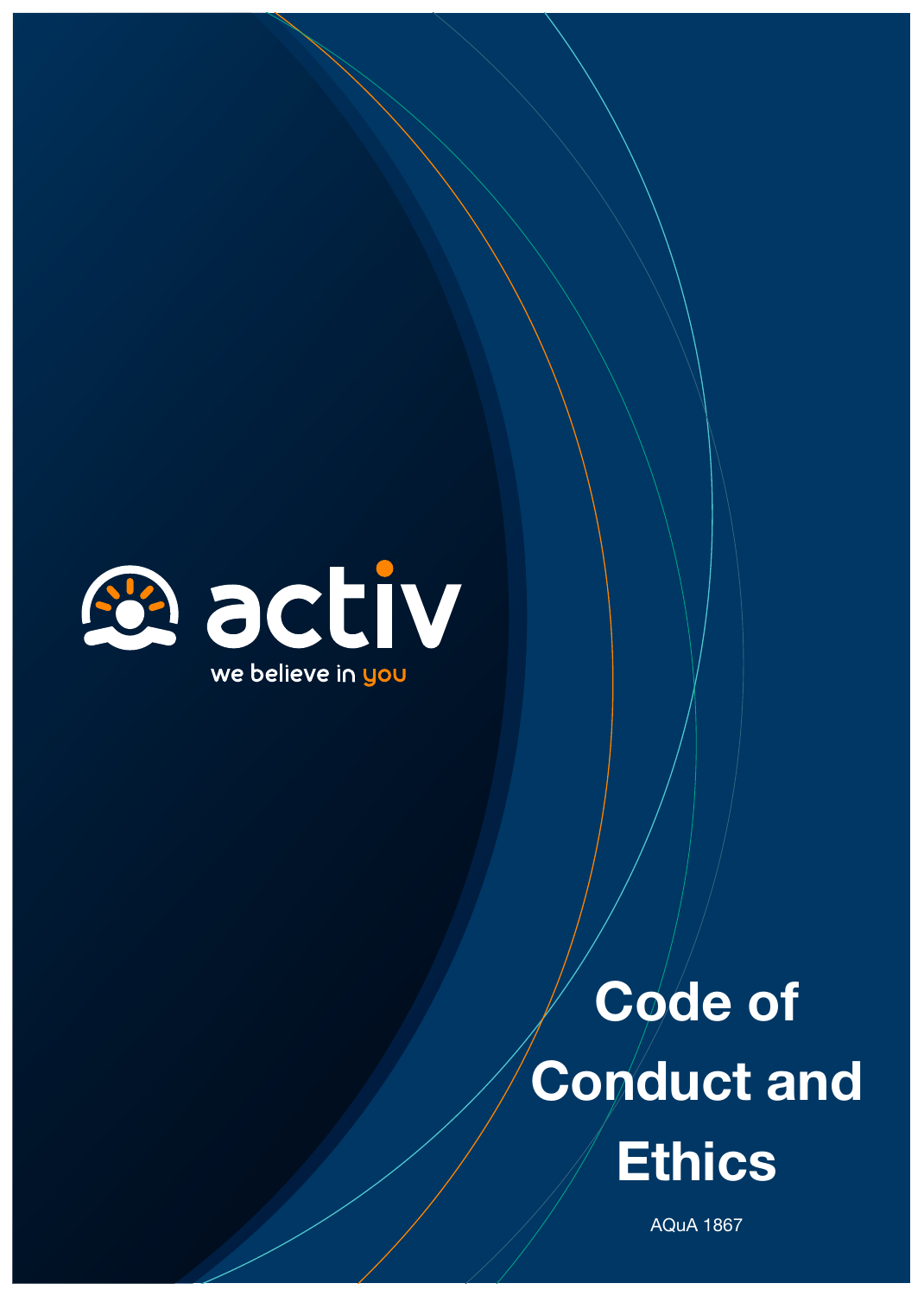activ

we believe in you

# Code of Conduct and Ethics

AQuA 1867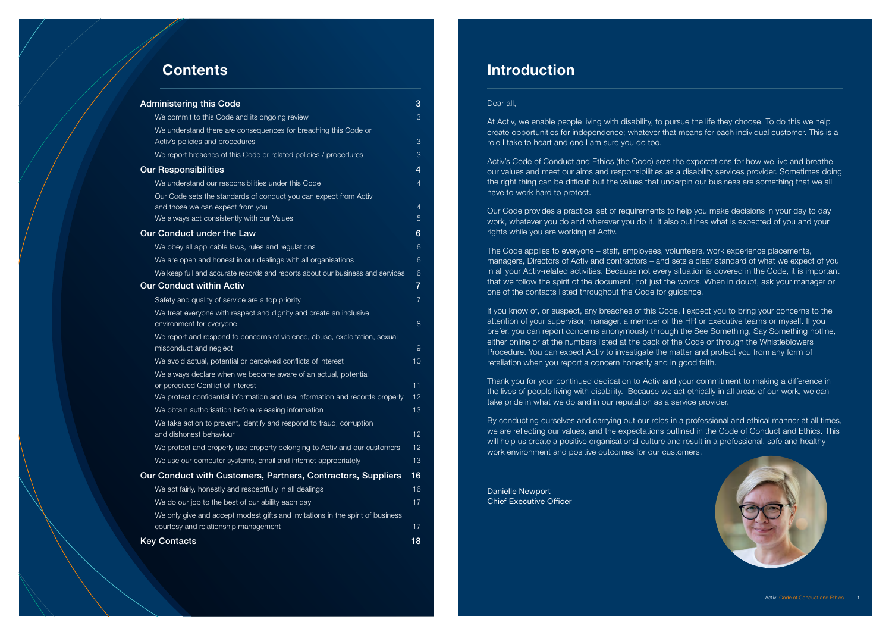## Contents

| | |
|---|---|
| **Administering this Code** | **3** |
| We commit to this Code and its ongoing review | 3 |
| We understand there are consequences for breaching this Code or Activ's policies and procedures | 3 |
| We report breaches of this Code or related policies / procedures | 3 |
| **Our Responsibilities** | **4** |
| We understand our responsibilities under this Code | 4 |
| Our Code sets the standards of conduct you can expect from Activ and those we can expect from you | 4 |
| We always act consistently with our Values | 5 |
| **Our Conduct under the Law** | **6** |
| We obey all applicable laws, rules and regulations | 6 |
| We are open and honest in our dealings with all organisations | 6 |
| We keep full and accurate records and reports about our business and services | 6 |
| **Our Conduct within Activ** | **7** |
| Safety and quality of service are a top priority | 7 |
| We treat everyone with respect and dignity and create an inclusive environment for everyone | 8 |
| We report and respond to concerns of violence, abuse, exploitation, sexual misconduct and neglect | 9 |
| We avoid actual, potential or perceived conflicts of interest | 10 |
| We always declare when we become aware of an actual, potential or perceived Conflict of Interest | 11 |
| We protect confidential information and use information and records properly | 12 |
| We obtain authorisation before releasing information | 13 |
| We take action to prevent, identify and respond to fraud, corruption and dishonest behaviour | 12 |
| We protect and properly use property belonging to Activ and our customers | 12 |
| We use our computer systems, email and internet appropriately | 13 |
| **Our Conduct with Customers, Partners, Contractors, Suppliers** | **16** |
| We act fairly, honestly and respectfully in all dealings | 16 |
| We do our job to the best of our ability each day | 17 |
| We only give and accept modest gifts and invitations in the spirit of business courtesy and relationship management | 17 |
| **Key Contacts** | **18** |

## Introduction

Dear all,

At Activ, we enable people living with disability, to pursue the life they choose. To do this we help create opportunities for independence; whatever that means for each individual customer. This is a role I take to heart and one I am sure you do too.

Activ's Code of Conduct and Ethics (the Code) sets the expectations for how we live and breathe our values and meet our aims and responsibilities as a disability services provider. Sometimes doing the right thing can be difficult but the values that underpin our business are something that we all have to work hard to protect.

Our Code provides a practical set of requirements to help you make decisions in your day to day work, whatever you do and wherever you do it. It also outlines what is expected of you and your rights while you are working at Activ.

The Code applies to everyone – staff, employees, volunteers, work experience placements, managers, Directors of Activ and contractors – and sets a clear standard of what we expect of you in all your Activ-related activities. Because not every situation is covered in the Code, it is important that we follow the spirit of the document, not just the words. When in doubt, ask your manager or one of the contacts listed throughout the Code for guidance.

If you know of, or suspect, any breaches of this Code, I expect you to bring your concerns to the attention of your supervisor, manager, a member of the HR or Executive teams or myself. If you prefer, you can report concerns anonymously through the See Something, Say Something hotline, either online or at the numbers listed at the back of the Code or through the Whistleblowers Procedure. You can expect Activ to investigate the matter and protect you from any form of retaliation when you report a concern honestly and in good faith.

Thank you for your continued dedication to Activ and your commitment to making a difference in the lives of people living with disability. Because we act ethically in all areas of our work, we can take pride in what we do and in our reputation as a service provider.

By conducting ourselves and carrying out our roles in a professional and ethical manner at all times, we are reflecting our values, and the expectations outlined in the Code of Conduct and Ethics. This will help us create a positive organisational culture and result in a professional, safe and healthy work environment and positive outcomes for our customers.

Danielle Newport
Chief Executive Officer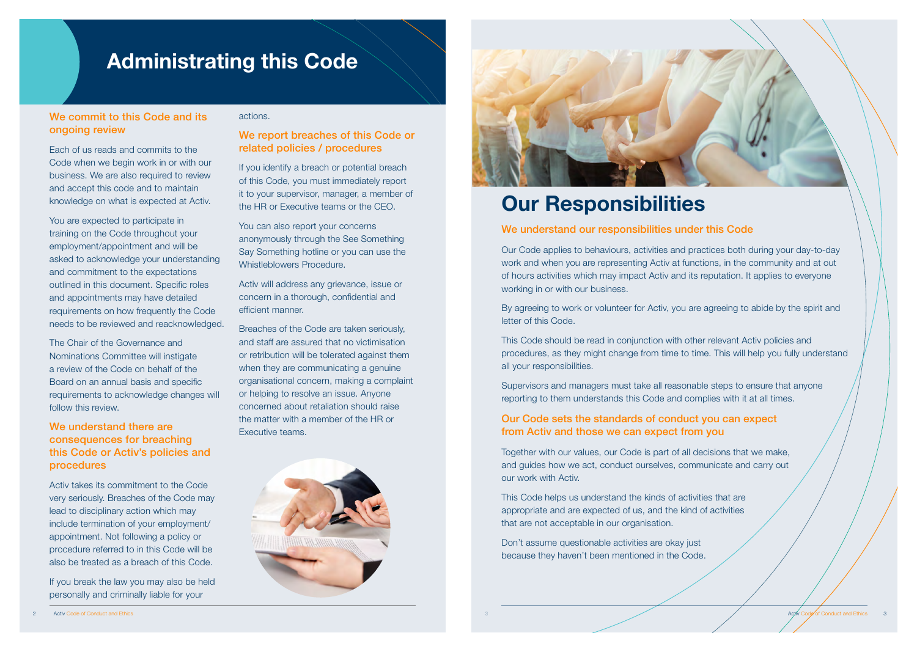# Administrating this Code

## We commit to this Code and its ongoing review

Each of us reads and commits to the Code when we begin work in or with our business. We are also required to review and accept this code and to maintain knowledge on what is expected at Activ.

You are expected to participate in training on the Code throughout your employment/appointment and will be asked to acknowledge your understanding and commitment to the expectations outlined in this document. Specific roles and appointments may have detailed requirements on how frequently the Code needs to be reviewed and reacknowledged.

The Chair of the Governance and Nominations Committee will instigate a review of the Code on behalf of the Board on an annual basis and specific requirements to acknowledge changes will follow this review.

## We understand there are consequences for breaching this Code or Activ's policies and procedures

Activ takes its commitment to the Code very seriously. Breaches of the Code may lead to disciplinary action which may include termination of your employment/appointment. Not following a policy or procedure referred to in this Code will be also be treated as a breach of this Code.

If you break the law you may also be held personally and criminally liable for your actions.

## We report breaches of this Code or related policies / procedures

If you identify a breach or potential breach of this Code, you must immediately report it to your supervisor, manager, a member of the HR or Executive teams or the CEO.

You can also report your concerns anonymously through the See Something Say Something hotline or you can use the Whistleblowers Procedure.

Activ will address any grievance, issue or concern in a thorough, confidential and efficient manner.

Breaches of the Code are taken seriously, and staff are assured that no victimisation or retribution will be tolerated against them when they are communicating a genuine organisational concern, making a complaint or helping to resolve an issue. Anyone concerned about retaliation should raise the matter with a member of the HR or Executive teams.

# Our Responsibilities

## We understand our responsibilities under this Code

Our Code applies to behaviours, activities and practices both during your day-to-day work and when you are representing Activ at functions, in the community and at out of hours activities which may impact Activ and its reputation. It applies to everyone working in or with our business.

By agreeing to work or volunteer for Activ, you are agreeing to abide by the spirit and letter of this Code.

This Code should be read in conjunction with other relevant Activ policies and procedures, as they might change from time to time. This will help you fully understand all your responsibilities.

Supervisors and managers must take all reasonable steps to ensure that anyone reporting to them understands this Code and complies with it at all times.

## Our Code sets the standards of conduct you can expect from Activ and those we can expect from you

Together with our values, our Code is part of all decisions that we make, and guides how we act, conduct ourselves, communicate and carry out our work with Activ.

This Code helps us understand the kinds of activities that are appropriate and are expected of us, and the kind of activities that are not acceptable in our organisation.

Don't assume questionable activities are okay just because they haven't been mentioned in the Code.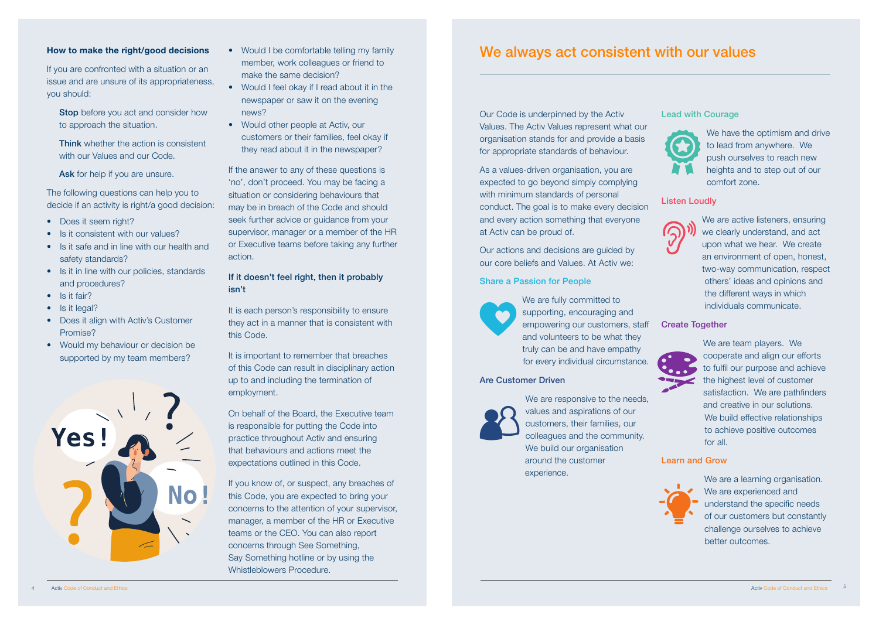### How to make the right/good decisions

If you are confronted with a situation or an issue and are unsure of its appropriateness, you should:

**Stop** before you act and consider how to approach the situation.

**Think** whether the action is consistent with our Values and our Code.

**Ask** for help if you are unsure.

The following questions can help you to decide if an activity is right/a good decision:

- Does it seem right?
- Is it consistent with our values?
- Is it safe and in line with our health and safety standards?
- Is it in line with our policies, standards and procedures?
- Is it fair?
- Is it legal?
- Does it align with Activ's Customer Promise?
- Would my behaviour or decision be supported by my team members?
- Would I be comfortable telling my family member, work colleagues or friend to make the same decision?
- Would I feel okay if I read about it in the newspaper or saw it on the evening news?
- Would other people at Activ, our customers or their families, feel okay if they read about it in the newspaper?

If the answer to any of these questions is 'no', don't proceed. You may be facing a situation or considering behaviours that may be in breach of the Code and should seek further advice or guidance from your supervisor, manager or a member of the HR or Executive teams before taking any further action.

### If it doesn't feel right, then it probably isn't

It is each person's responsibility to ensure they act in a manner that is consistent with this Code.

It is important to remember that breaches of this Code can result in disciplinary action up to and including the termination of employment.

On behalf of the Board, the Executive team is responsible for putting the Code into practice throughout Activ and ensuring that behaviours and actions meet the expectations outlined in this Code.

If you know of, or suspect, any breaches of this Code, you are expected to bring your concerns to the attention of your supervisor, manager, a member of the HR or Executive teams or the CEO. You can also report concerns through See Something, Say Something hotline or by using the Whistleblowers Procedure.

## We always act consistent with our values

Our Code is underpinned by the Activ Values. The Activ Values represent what our organisation stands for and provide a basis for appropriate standards of behaviour.

As a values-driven organisation, you are expected to go beyond simply complying with minimum standards of personal conduct. The goal is to make every decision and every action something that everyone at Activ can be proud of.

Our actions and decisions are guided by our core beliefs and Values. At Activ we:

### Share a Passion for People

We are fully committed to supporting, encouraging and empowering our customers, staff and volunteers to be what they truly can be and have empathy for every individual circumstance.

### Are Customer Driven

We are responsive to the needs, values and aspirations of our customers, their families, our colleagues and the community. We build our organisation around the customer experience.

### Lead with Courage

We have the optimism and drive to lead from anywhere. We push ourselves to reach new heights and to step out of our comfort zone.

### Listen Loudly

We are active listeners, ensuring we clearly understand, and act upon what we hear. We create an environment of open, honest, two-way communication, respect others' ideas and opinions and the different ways in which individuals communicate.

### Create Together

We are team players. We cooperate and align our efforts to fulfil our purpose and achieve the highest level of customer satisfaction. We are pathfinders and creative in our solutions. We build effective relationships to achieve positive outcomes for all.

### Learn and Grow

We are a learning organisation. We are experienced and understand the specific needs of our customers but constantly challenge ourselves to achieve better outcomes.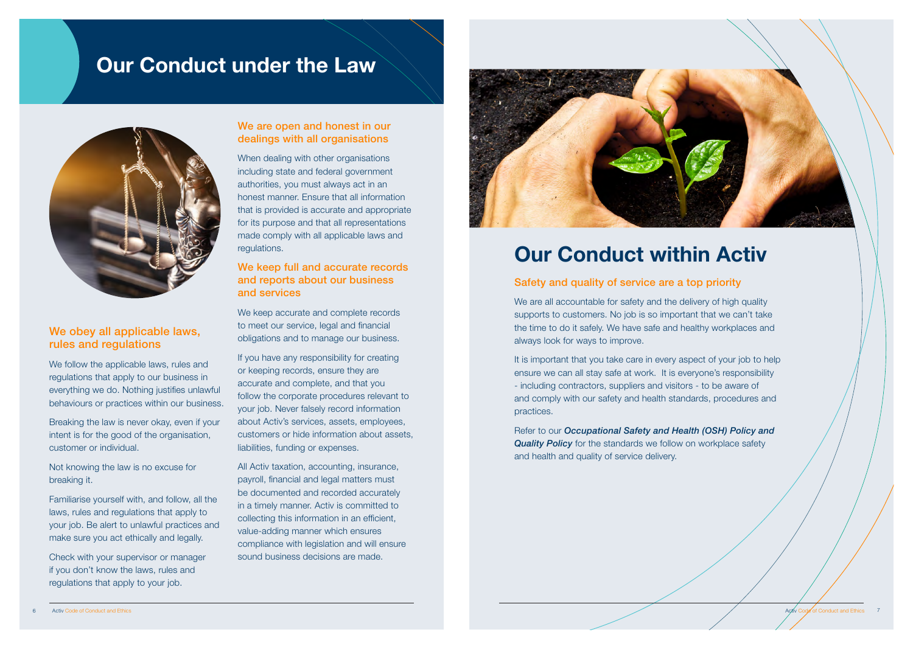# Our Conduct under the Law

## We obey all applicable laws, rules and regulations

We follow the applicable laws, rules and regulations that apply to our business in everything we do. Nothing justifies unlawful behaviours or practices within our business.

Breaking the law is never okay, even if your intent is for the good of the organisation, customer or individual.

Not knowing the law is no excuse for breaking it.

Familiarise yourself with, and follow, all the laws, rules and regulations that apply to your job. Be alert to unlawful practices and make sure you act ethically and legally.

Check with your supervisor or manager if you don't know the laws, rules and regulations that apply to your job.

## We are open and honest in our dealings with all organisations

When dealing with other organisations including state and federal government authorities, you must always act in an honest manner. Ensure that all information that is provided is accurate and appropriate for its purpose and that all representations made comply with all applicable laws and regulations.

## We keep full and accurate records and reports about our business and services

We keep accurate and complete records to meet our service, legal and financial obligations and to manage our business.

If you have any responsibility for creating or keeping records, ensure they are accurate and complete, and that you follow the corporate procedures relevant to your job. Never falsely record information about Activ's services, assets, employees, customers or hide information about assets, liabilities, funding or expenses.

All Activ taxation, accounting, insurance, payroll, financial and legal matters must be documented and recorded accurately in a timely manner. Activ is committed to collecting this information in an efficient, value-adding manner which ensures compliance with legislation and will ensure sound business decisions are made.

# Our Conduct within Activ

## Safety and quality of service are a top priority

We are all accountable for safety and the delivery of high quality supports to customers. No job is so important that we can't take the time to do it safely. We have safe and healthy workplaces and always look for ways to improve.

It is important that you take care in every aspect of your job to help ensure we can all stay safe at work. It is everyone's responsibility - including contractors, suppliers and visitors - to be aware of and comply with our safety and health standards, procedures and practices.

Refer to our ***Occupational Safety and Health (OSH) Policy and Quality Policy*** for the standards we follow on workplace safety and health and quality of service delivery.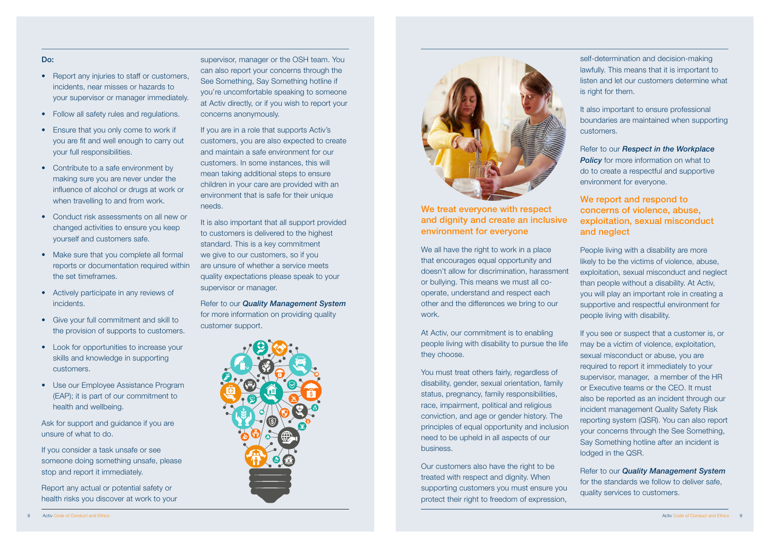**Do:**

- Report any injuries to staff or customers, incidents, near misses or hazards to your supervisor or manager immediately.
- Follow all safety rules and regulations.
- Ensure that you only come to work if you are fit and well enough to carry out your full responsibilities.
- Contribute to a safe environment by making sure you are never under the influence of alcohol or drugs at work or when travelling to and from work.
- Conduct risk assessments on all new or changed activities to ensure you keep yourself and customers safe.
- Make sure that you complete all formal reports or documentation required within the set timeframes.
- Actively participate in any reviews of incidents.
- Give your full commitment and skill to the provision of supports to customers.
- Look for opportunities to increase your skills and knowledge in supporting customers.
- Use our Employee Assistance Program (EAP); it is part of our commitment to health and wellbeing.

Ask for support and guidance if you are unsure of what to do.

If you consider a task unsafe or see someone doing something unsafe, please stop and report it immediately.

Report any actual or potential safety or health risks you discover at work to your supervisor, manager or the OSH team. You can also report your concerns through the See Something, Say Something hotline if you're uncomfortable speaking to someone at Activ directly, or if you wish to report your concerns anonymously.

If you are in a role that supports Activ's customers, you are also expected to create and maintain a safe environment for our customers. In some instances, this will mean taking additional steps to ensure children in your care are provided with an environment that is safe for their unique needs.

It is also important that all support provided to customers is delivered to the highest standard. This is a key commitment we give to our customers, so if you are unsure of whether a service meets quality expectations please speak to your supervisor or manager.

Refer to our ***Quality Management System*** for more information on providing quality customer support.

## We treat everyone with respect and dignity and create an inclusive environment for everyone

We all have the right to work in a place that encourages equal opportunity and doesn't allow for discrimination, harassment or bullying. This means we must all co-operate, understand and respect each other and the differences we bring to our work.

At Activ, our commitment is to enabling people living with disability to pursue the life they choose.

You must treat others fairly, regardless of disability, gender, sexual orientation, family status, pregnancy, family responsibilities, race, impairment, political and religious conviction, and age or gender history. The principles of equal opportunity and inclusion need to be upheld in all aspects of our business.

Our customers also have the right to be treated with respect and dignity. When supporting customers you must ensure you protect their right to freedom of expression, self-determination and decision-making lawfully. This means that it is important to listen and let our customers determine what is right for them.

It also important to ensure professional boundaries are maintained when supporting customers.

Refer to our ***Respect in the Workplace Policy*** for more information on what to do to create a respectful and supportive environment for everyone.

## We report and respond to concerns of violence, abuse, exploitation, sexual misconduct and neglect

People living with a disability are more likely to be the victims of violence, abuse, exploitation, sexual misconduct and neglect than people without a disability. At Activ, you will play an important role in creating a supportive and respectful environment for people living with disability.

If you see or suspect that a customer is, or may be a victim of violence, exploitation, sexual misconduct or abuse, you are required to report it immediately to your supervisor, manager, a member of the HR or Executive teams or the CEO. It must also be reported as an incident through our incident management Quality Safety Risk reporting system (QSR). You can also report your concerns through the See Something, Say Something hotline after an incident is lodged in the QSR.

Refer to our ***Quality Management System*** for the standards we follow to deliver safe, quality services to customers.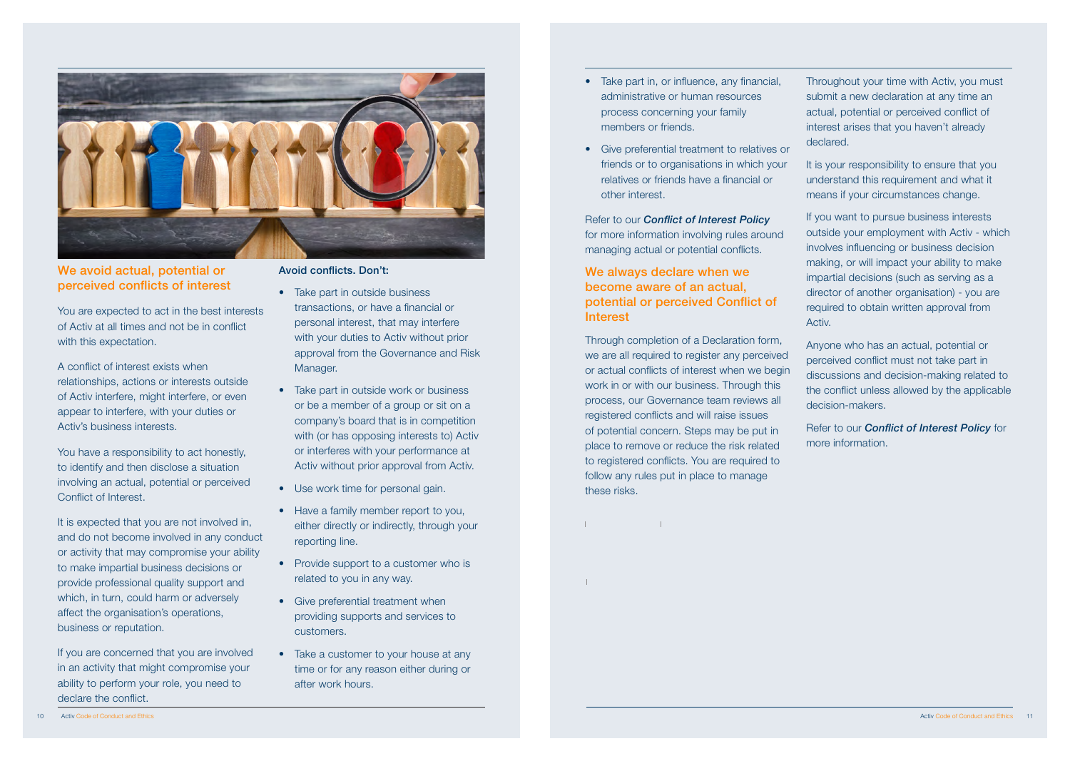## We avoid actual, potential or perceived conflicts of interest

You are expected to act in the best interests of Activ at all times and not be in conflict with this expectation.

A conflict of interest exists when relationships, actions or interests outside of Activ interfere, might interfere, or even appear to interfere, with your duties or Activ's business interests.

You have a responsibility to act honestly, to identify and then disclose a situation involving an actual, potential or perceived Conflict of Interest.

It is expected that you are not involved in, and do not become involved in any conduct or activity that may compromise your ability to make impartial business decisions or provide professional quality support and which, in turn, could harm or adversely affect the organisation's operations, business or reputation.

If you are concerned that you are involved in an activity that might compromise your ability to perform your role, you need to declare the conflict.

**Avoid conflicts. Don't:**

- Take part in outside business transactions, or have a financial or personal interest, that may interfere with your duties to Activ without prior approval from the Governance and Risk Manager.
- Take part in outside work or business or be a member of a group or sit on a company's board that is in competition with (or has opposing interests to) Activ or interferes with your performance at Activ without prior approval from Activ.
- Use work time for personal gain.
- Have a family member report to you, either directly or indirectly, through your reporting line.
- Provide support to a customer who is related to you in any way.
- Give preferential treatment when providing supports and services to customers.
- Take a customer to your house at any time or for any reason either during or after work hours.
- Take part in, or influence, any financial, administrative or human resources process concerning your family members or friends.
- Give preferential treatment to relatives or friends or to organisations in which your relatives or friends have a financial or other interest.

Refer to our ***Conflict of Interest Policy*** for more information involving rules around managing actual or potential conflicts.

## We always declare when we become aware of an actual, potential or perceived Conflict of Interest

Through completion of a Declaration form, we are all required to register any perceived or actual conflicts of interest when we begin work in or with our business. Through this process, our Governance team reviews all registered conflicts and will raise issues of potential concern. Steps may be put in place to remove or reduce the risk related to registered conflicts. You are required to follow any rules put in place to manage these risks.

Throughout your time with Activ, you must submit a new declaration at any time an actual, potential or perceived conflict of interest arises that you haven't already declared.

It is your responsibility to ensure that you understand this requirement and what it means if your circumstances change.

If you want to pursue business interests outside your employment with Activ - which involves influencing or business decision making, or will impact your ability to make impartial decisions (such as serving as a director of another organisation) - you are required to obtain written approval from Activ.

Anyone who has an actual, potential or perceived conflict must not take part in discussions and decision-making related to the conflict unless allowed by the applicable decision-makers.

Refer to our ***Conflict of Interest Policy*** for more information.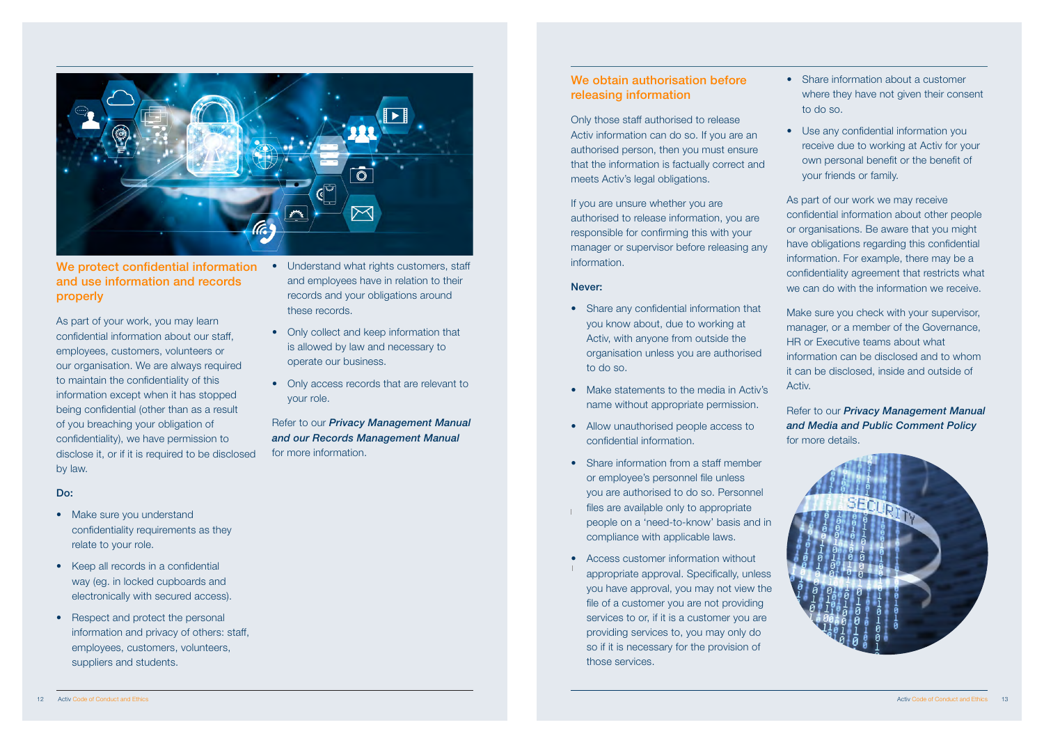## We protect confidential information and use information and records properly

As part of your work, you may learn confidential information about our staff, employees, customers, volunteers or our organisation. We are always required to maintain the confidentiality of this information except when it has stopped being confidential (other than as a result of you breaching your obligation of confidentiality), we have permission to disclose it, or if it is required to be disclosed by law.

**Do:**

- Make sure you understand confidentiality requirements as they relate to your role.
- Keep all records in a confidential way (eg. in locked cupboards and electronically with secured access).
- Respect and protect the personal information and privacy of others: staff, employees, customers, volunteers, suppliers and students.
- Understand what rights customers, staff and employees have in relation to their records and your obligations around these records.
- Only collect and keep information that is allowed by law and necessary to operate our business.
- Only access records that are relevant to your role.

Refer to our ***Privacy Management Manual and our Records Management Manual*** for more information.

## We obtain authorisation before releasing information

Only those staff authorised to release Activ information can do so. If you are an authorised person, then you must ensure that the information is factually correct and meets Activ's legal obligations.

If you are unsure whether you are authorised to release information, you are responsible for confirming this with your manager or supervisor before releasing any information.

**Never:**

- Share any confidential information that you know about, due to working at Activ, with anyone from outside the organisation unless you are authorised to do so.
- Make statements to the media in Activ's name without appropriate permission.
- Allow unauthorised people access to confidential information.
- Share information from a staff member or employee's personnel file unless you are authorised to do so. Personnel files are available only to appropriate people on a 'need-to-know' basis and in compliance with applicable laws.
- Access customer information without appropriate approval. Specifically, unless you have approval, you may not view the file of a customer you are not providing services to or, if it is a customer you are providing services to, you may only do so if it is necessary for the provision of those services.
- Share information about a customer where they have not given their consent to do so.
- Use any confidential information you receive due to working at Activ for your own personal benefit or the benefit of your friends or family.

As part of our work we may receive confidential information about other people or organisations. Be aware that you might have obligations regarding this confidential information. For example, there may be a confidentiality agreement that restricts what we can do with the information we receive.

Make sure you check with your supervisor, manager, or a member of the Governance, HR or Executive teams about what information can be disclosed and to whom it can be disclosed, inside and outside of Activ.

Refer to our ***Privacy Management Manual and Media and Public Comment Policy*** for more details.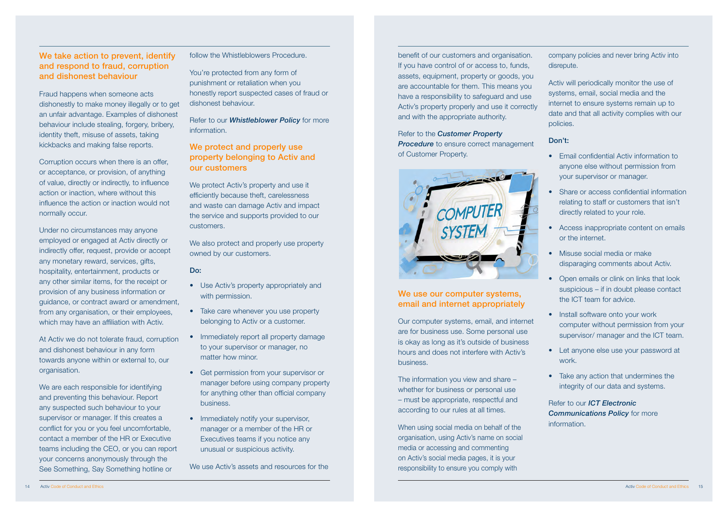## We take action to prevent, identify and respond to fraud, corruption and dishonest behaviour

Fraud happens when someone acts dishonestly to make money illegally or to get an unfair advantage. Examples of dishonest behaviour include stealing, forgery, bribery, identity theft, misuse of assets, taking kickbacks and making false reports.

Corruption occurs when there is an offer, or acceptance, or provision, of anything of value, directly or indirectly, to influence action or inaction, where without this influence the action or inaction would not normally occur.

Under no circumstances may anyone employed or engaged at Activ directly or indirectly offer, request, provide or accept any monetary reward, services, gifts, hospitality, entertainment, products or any other similar items, for the receipt or provision of any business information or guidance, or contract award or amendment, from any organisation, or their employees, which may have an affiliation with Activ.

At Activ we do not tolerate fraud, corruption and dishonest behaviour in any form towards anyone within or external to, our organisation.

We are each responsible for identifying and preventing this behaviour. Report any suspected such behaviour to your supervisor or manager. If this creates a conflict for you or you feel uncomfortable, contact a member of the HR or Executive teams including the CEO, or you can report your concerns anonymously through the See Something, Say Something hotline or follow the Whistleblowers Procedure.

You're protected from any form of punishment or retaliation when you honestly report suspected cases of fraud or dishonest behaviour.

Refer to our ***Whistleblower Policy*** for more information.

## We protect and properly use property belonging to Activ and our customers

We protect Activ's property and use it efficiently because theft, carelessness and waste can damage Activ and impact the service and supports provided to our customers.

We also protect and properly use property owned by our customers.

**Do:**

- Use Activ's property appropriately and with permission.
- Take care whenever you use property belonging to Activ or a customer.
- Immediately report all property damage to your supervisor or manager, no matter how minor.
- Get permission from your supervisor or manager before using company property for anything other than official company business.
- Immediately notify your supervisor, manager or a member of the HR or Executives teams if you notice any unusual or suspicious activity.

We use Activ's assets and resources for the benefit of our customers and organisation. If you have control of or access to, funds, assets, equipment, property or goods, you are accountable for them. This means you have a responsibility to safeguard and use Activ's property properly and use it correctly and with the appropriate authority.

Refer to the ***Customer Property Procedure*** to ensure correct management of Customer Property.

## We use our computer systems, email and internet appropriately

Our computer systems, email, and internet are for business use. Some personal use is okay as long as it's outside of business hours and does not interfere with Activ's business.

The information you view and share – whether for business or personal use – must be appropriate, respectful and according to our rules at all times.

When using social media on behalf of the organisation, using Activ's name on social media or accessing and commenting on Activ's social media pages, it is your responsibility to ensure you comply with company policies and never bring Activ into disrepute.

Activ will periodically monitor the use of systems, email, social media and the internet to ensure systems remain up to date and that all activity complies with our policies.

**Don't:**

- Email confidential Activ information to anyone else without permission from your supervisor or manager.
- Share or access confidential information relating to staff or customers that isn't directly related to your role.
- Access inappropriate content on emails or the internet.
- Misuse social media or make disparaging comments about Activ.
- Open emails or clink on links that look suspicious – if in doubt please contact the ICT team for advice.
- Install software onto your work computer without permission from your supervisor/ manager and the ICT team.
- Let anyone else use your password at work.
- Take any action that undermines the integrity of our data and systems.

Refer to our ***ICT Electronic Communications Policy*** for more information.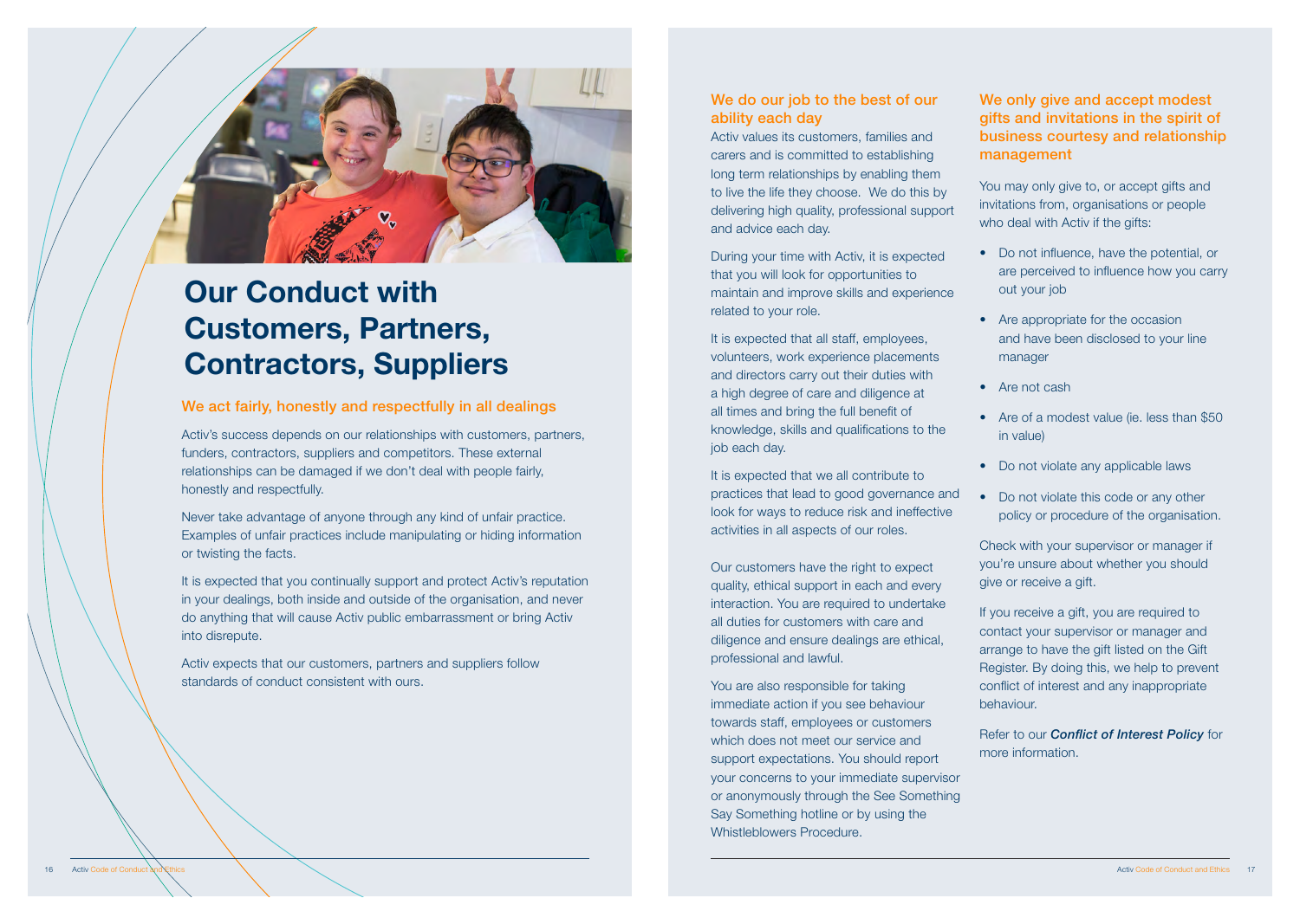# Our Conduct with Customers, Partners, Contractors, Suppliers

## We act fairly, honestly and respectfully in all dealings

Activ's success depends on our relationships with customers, partners, funders, contractors, suppliers and competitors. These external relationships can be damaged if we don't deal with people fairly, honestly and respectfully.

Never take advantage of anyone through any kind of unfair practice. Examples of unfair practices include manipulating or hiding information or twisting the facts.

It is expected that you continually support and protect Activ's reputation in your dealings, both inside and outside of the organisation, and never do anything that will cause Activ public embarrassment or bring Activ into disrepute.

Activ expects that our customers, partners and suppliers follow standards of conduct consistent with ours.

## We do our job to the best of our ability each day

Activ values its customers, families and carers and is committed to establishing long term relationships by enabling them to live the life they choose. We do this by delivering high quality, professional support and advice each day.

During your time with Activ, it is expected that you will look for opportunities to maintain and improve skills and experience related to your role.

It is expected that all staff, employees, volunteers, work experience placements and directors carry out their duties with a high degree of care and diligence at all times and bring the full benefit of knowledge, skills and qualifications to the job each day.

It is expected that we all contribute to practices that lead to good governance and look for ways to reduce risk and ineffective activities in all aspects of our roles.

Our customers have the right to expect quality, ethical support in each and every interaction. You are required to undertake all duties for customers with care and diligence and ensure dealings are ethical, professional and lawful.

You are also responsible for taking immediate action if you see behaviour towards staff, employees or customers which does not meet our service and support expectations. You should report your concerns to your immediate supervisor or anonymously through the See Something Say Something hotline or by using the Whistleblowers Procedure.

## We only give and accept modest gifts and invitations in the spirit of business courtesy and relationship management

You may only give to, or accept gifts and invitations from, organisations or people who deal with Activ if the gifts:

- Do not influence, have the potential, or are perceived to influence how you carry out your job
- Are appropriate for the occasion and have been disclosed to your line manager
- Are not cash
- Are of a modest value (ie. less than $50 in value)
- Do not violate any applicable laws
- Do not violate this code or any other policy or procedure of the organisation.

Check with your supervisor or manager if you're unsure about whether you should give or receive a gift.

If you receive a gift, you are required to contact your supervisor or manager and arrange to have the gift listed on the Gift Register. By doing this, we help to prevent conflict of interest and any inappropriate behaviour.

Refer to our ***Conflict of Interest Policy*** for more information.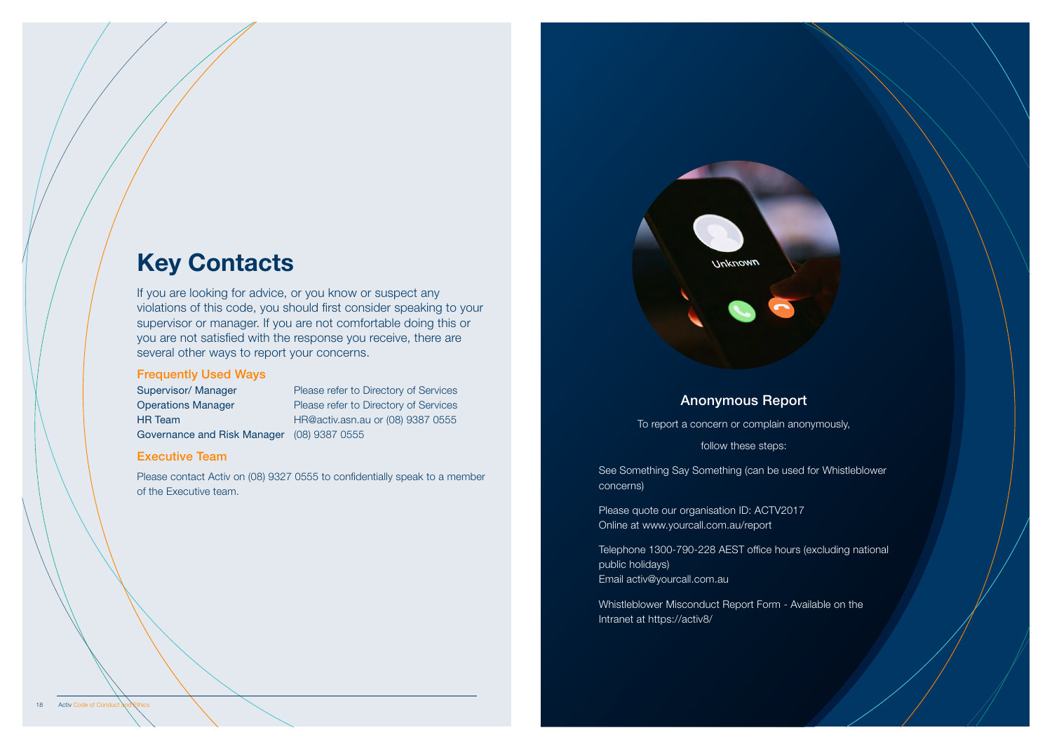# Key Contacts

If you are looking for advice, or you know or suspect any violations of this code, you should first consider speaking to your supervisor or manager. If you are not comfortable doing this or you are not satisfied with the response you receive, there are several other ways to report your concerns.

## Frequently Used Ways

| | |
|---|---|
| Supervisor/ Manager | Please refer to Directory of Services |
| Operations Manager | Please refer to Directory of Services |
| HR Team | HR@activ.asn.au or (08) 9387 0555 |
| Governance and Risk Manager | (08) 9387 0555 |

## Executive Team

Please contact Activ on (08) 9327 0555 to confidentially speak to a member of the Executive team.

## Anonymous Report

To report a concern or complain anonymously,

follow these steps:

See Something Say Something (can be used for Whistleblower concerns)

Please quote our organisation ID: ACTV2017
Online at www.yourcall.com.au/report

Telephone 1300-790-228 AEST office hours (excluding national public holidays)
Email activ@yourcall.com.au

Whistleblower Misconduct Report Form - Available on the Intranet at https://activ8/